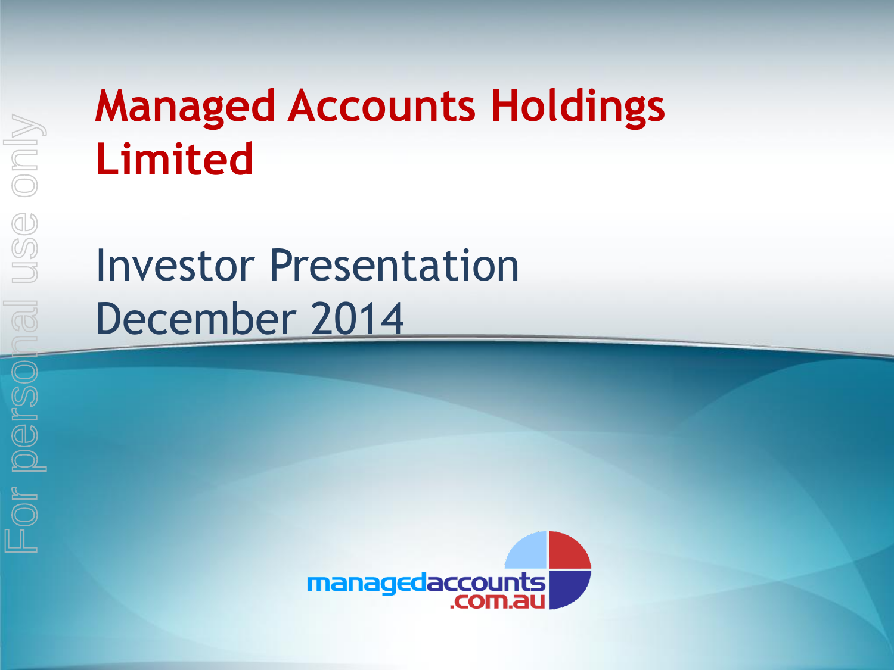# Managed Accounts Holdings Limited

## Investor Presentation December 2014

managedaccounts.com.au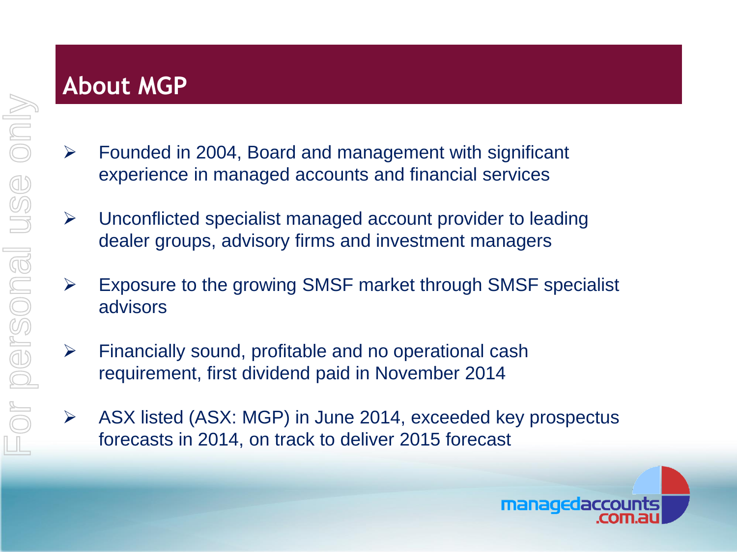# About MGP

- Founded in 2004, Board and management with significant experience in managed accounts and financial services
- Unconflicted specialist managed account provider to leading dealer groups, advisory firms and investment managers
- Exposure to the growing SMSF market through SMSF specialist advisors
- Financially sound, profitable and no operational cash requirement, first dividend paid in November 2014
- ASX listed (ASX: MGP) in June 2014, exceeded key prospectus forecasts in 2014, on track to deliver 2015 forecast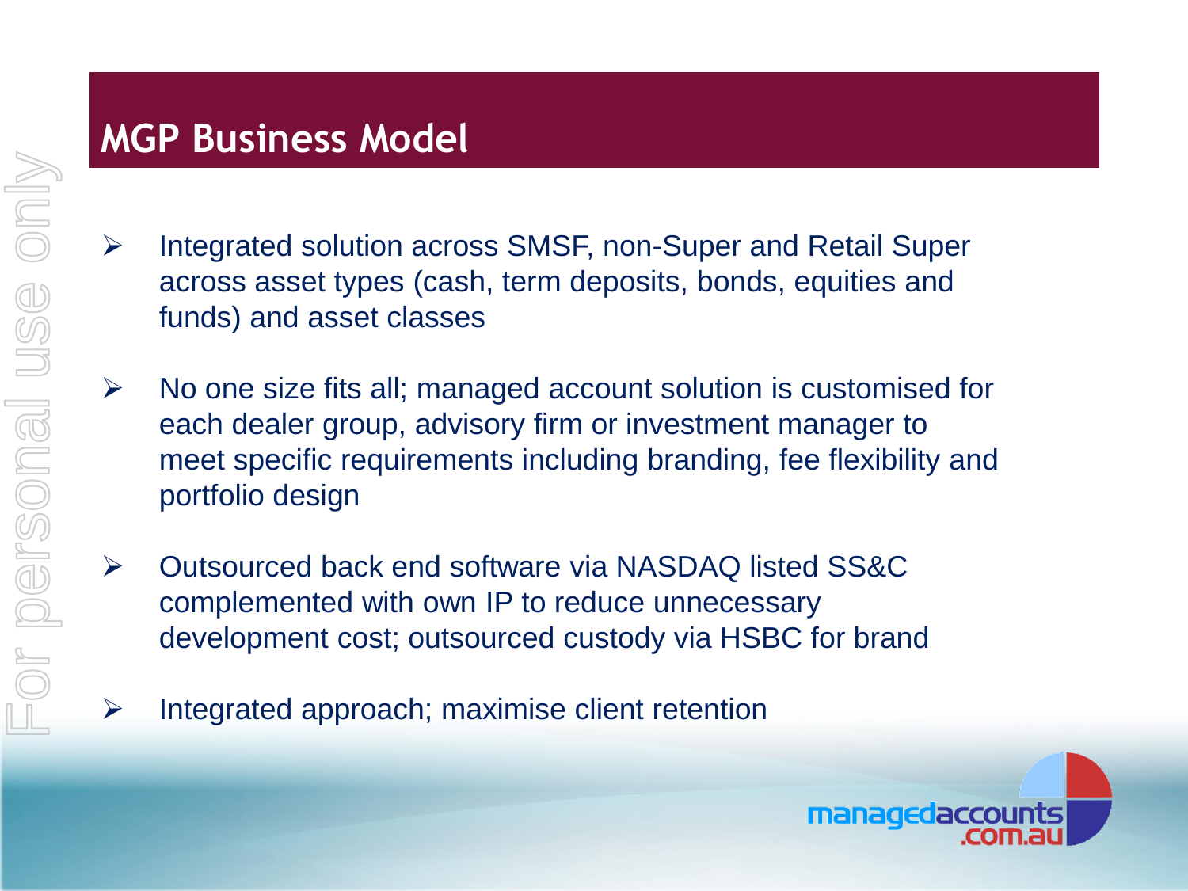## MGP Business Model

- Integrated solution across SMSF, non-Super and Retail Super across asset types (cash, term deposits, bonds, equities and funds) and asset classes
- No one size fits all; managed account solution is customised for each dealer group, advisory firm or investment manager to meet specific requirements including branding, fee flexibility and portfolio design
- Outsourced back end software via NASDAQ listed SS&C complemented with own IP to reduce unnecessary development cost; outsourced custody via HSBC for brand
- Integrated approach; maximise client retention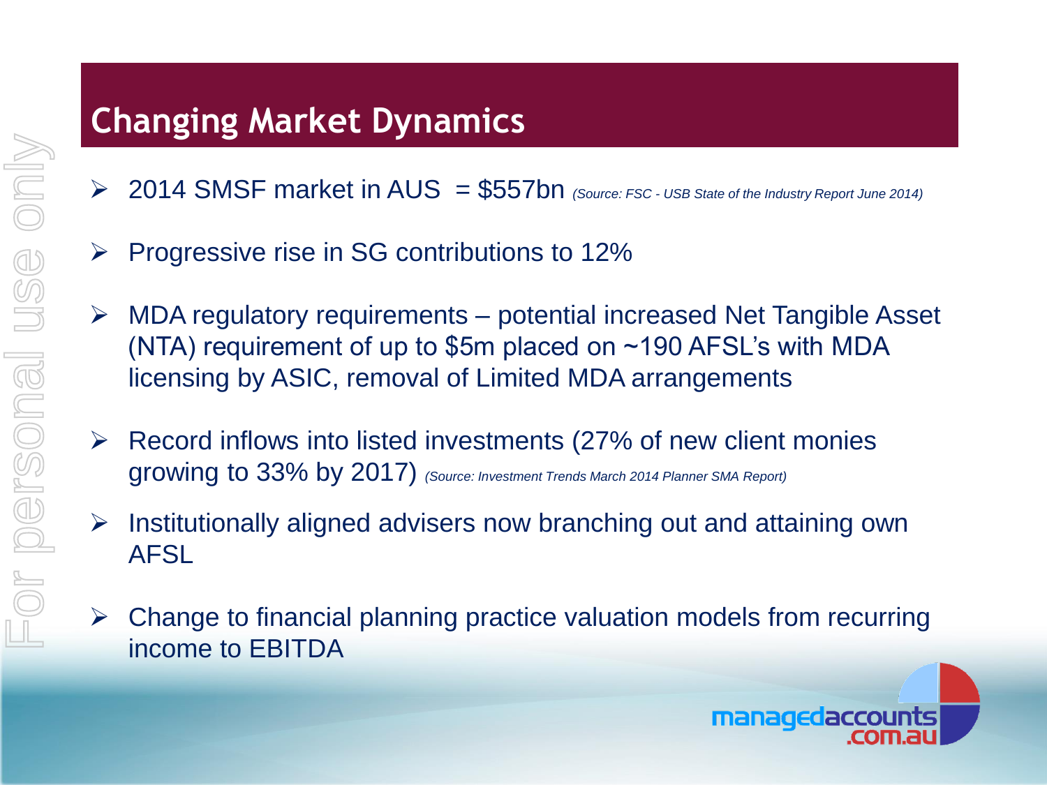# Changing Market Dynamics

- 2014 SMSF market in AUS = $557bn *(Source: FSC - USB State of the Industry Report June 2014)*
- Progressive rise in SG contributions to 12%
- MDA regulatory requirements – potential increased Net Tangible Asset (NTA) requirement of up to $5m placed on ~190 AFSL's with MDA licensing by ASIC, removal of Limited MDA arrangements
- Record inflows into listed investments (27% of new client monies growing to 33% by 2017) *(Source: Investment Trends March 2014 Planner SMA Report)*
- Institutionally aligned advisers now branching out and attaining own AFSL
- Change to financial planning practice valuation models from recurring income to EBITDA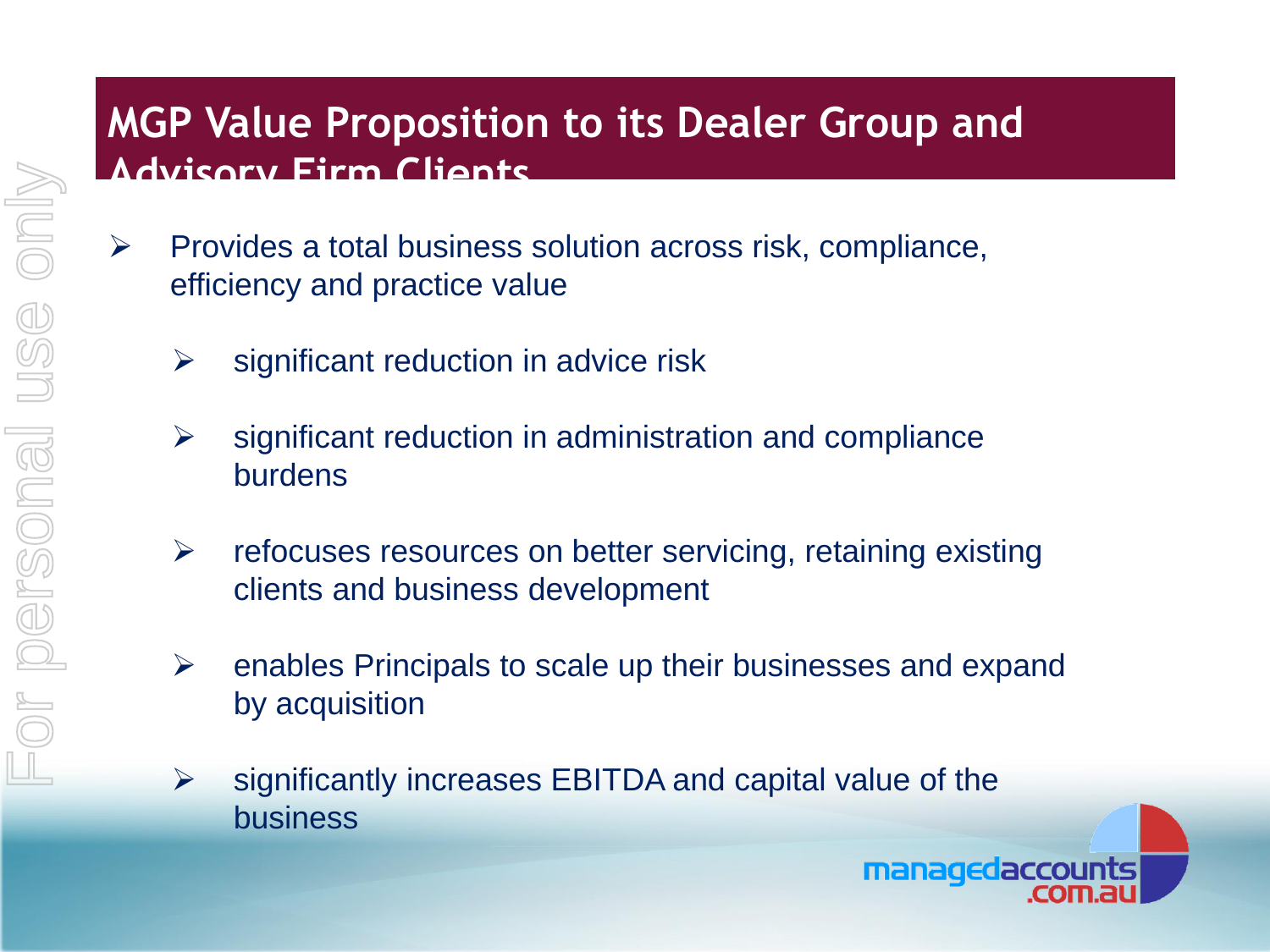# MGP Value Proposition to its Dealer Group and Advisory Firm Clients

- Provides a total business solution across risk, compliance, efficiency and practice value
  - significant reduction in advice risk
  - significant reduction in administration and compliance burdens
  - refocuses resources on better servicing, retaining existing clients and business development
  - enables Principals to scale up their businesses and expand by acquisition
  - significantly increases EBITDA and capital value of the business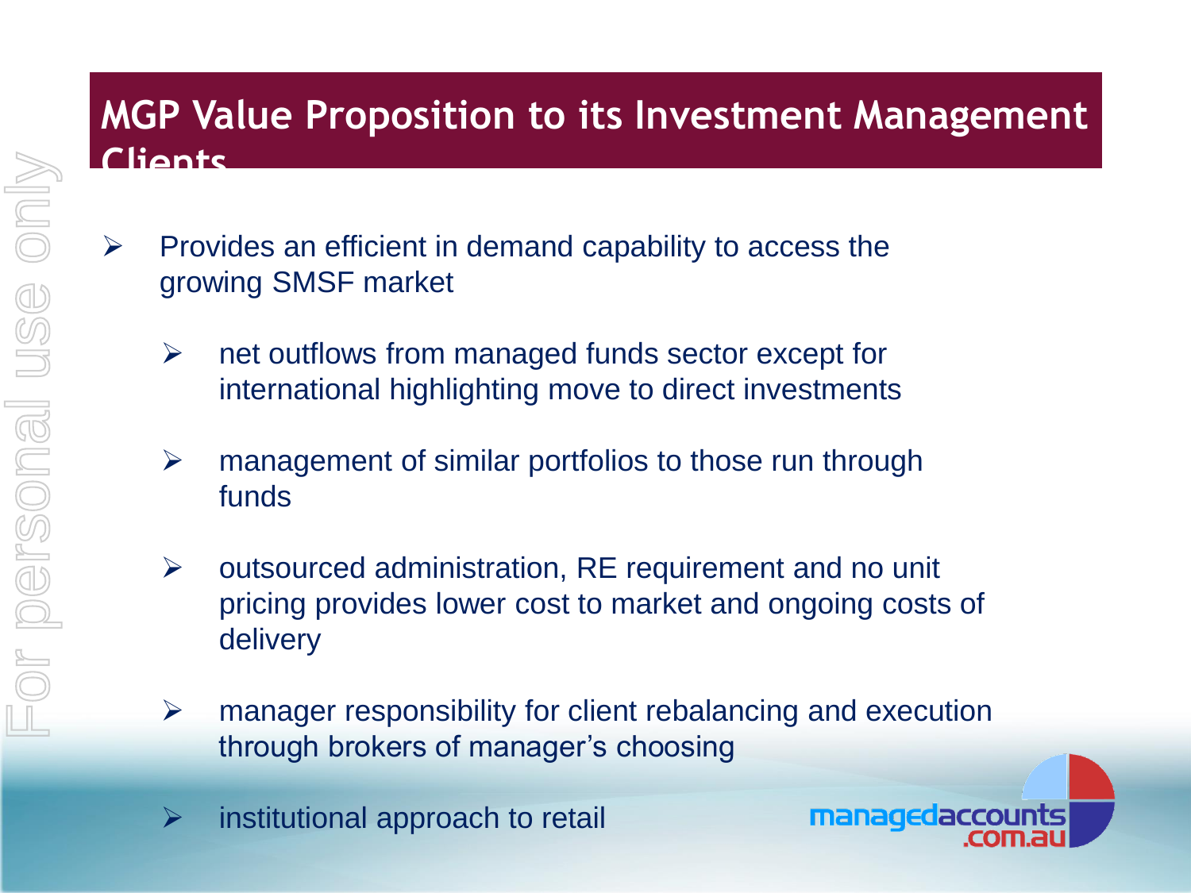# MGP Value Proposition to its Investment Management Clients

- Provides an efficient in demand capability to access the growing SMSF market
  - net outflows from managed funds sector except for international highlighting move to direct investments
  - management of similar portfolios to those run through funds
  - outsourced administration, RE requirement and no unit pricing provides lower cost to market and ongoing costs of delivery
  - manager responsibility for client rebalancing and execution through brokers of manager's choosing
  - institutional approach to retail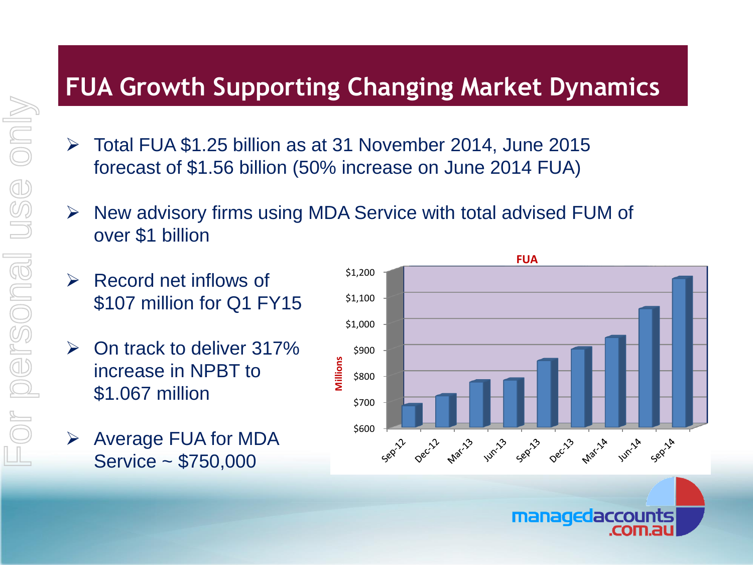# FUA Growth Supporting Changing Market Dynamics

- Total FUA $1.25 billion as at 31 November 2014, June 2015 forecast of $1.56 billion (50% increase on June 2014 FUA)
- New advisory firms using MDA Service with total advised FUM of over $1 billion
- Record net inflows of $107 million for Q1 FY15
- On track to deliver 317% increase in NPBT to $1.067 million
- Average FUA for MDA Service ~ $750,000

**FUA**

| Period | FUA (Millions, approx.) |
|---|---|
| Sep-12 | $683 |
| Dec-12 | $722 |
| Mar-13 | $775 |
| Jun-13 | $781 |
| Sep-13 | $857 |
| Dec-13 | $900 |
| Mar-14 | $945 |
| Jun-14 | $1,055 |
| Sep-14 | $1,172 |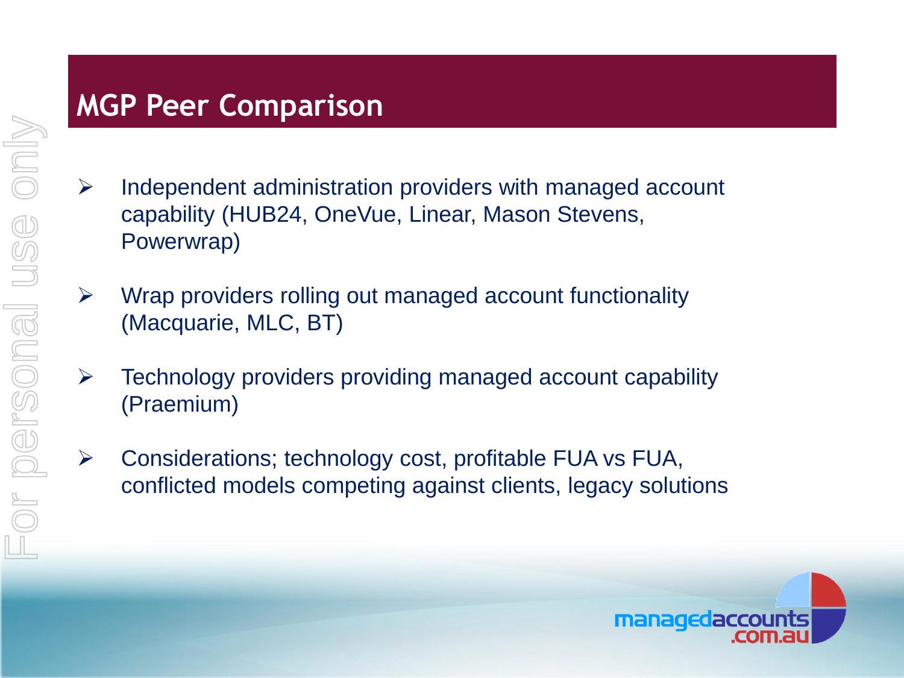# MGP Peer Comparison

- Independent administration providers with managed account capability (HUB24, OneVue, Linear, Mason Stevens, Powerwrap)
- Wrap providers rolling out managed account functionality (Macquarie, MLC, BT)
- Technology providers providing managed account capability (Praemium)
- Considerations; technology cost, profitable FUA vs FUA, conflicted models competing against clients, legacy solutions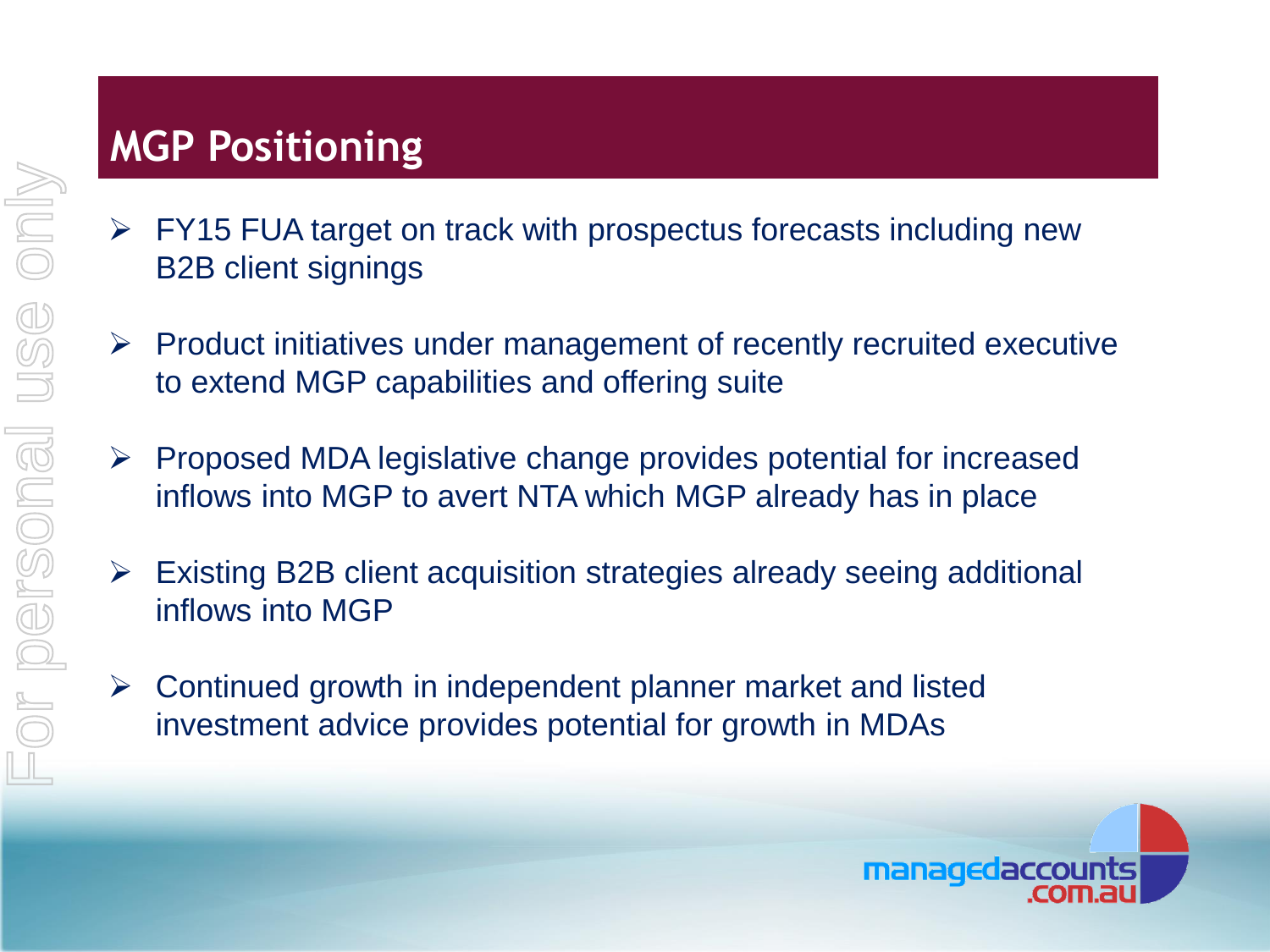# MGP Positioning

- FY15 FUA target on track with prospectus forecasts including new B2B client signings
- Product initiatives under management of recently recruited executive to extend MGP capabilities and offering suite
- Proposed MDA legislative change provides potential for increased inflows into MGP to avert NTA which MGP already has in place
- Existing B2B client acquisition strategies already seeing additional inflows into MGP
- Continued growth in independent planner market and listed investment advice provides potential for growth in MDAs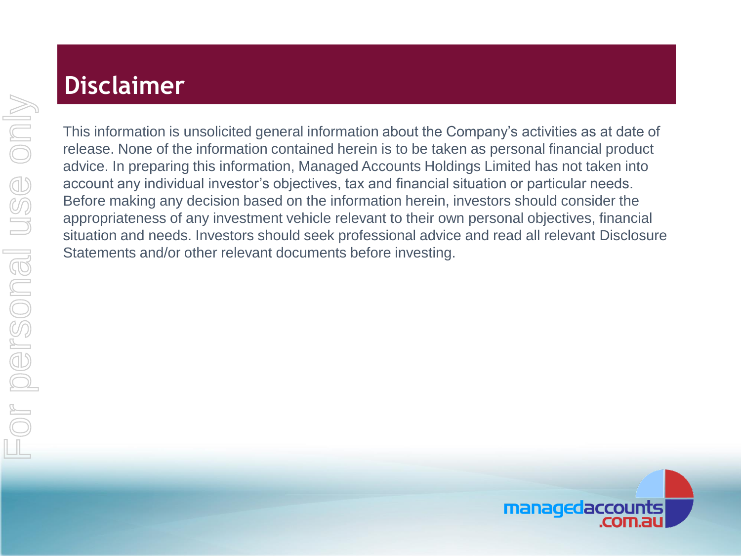# Disclaimer

This information is unsolicited general information about the Company's activities as at date of release. None of the information contained herein is to be taken as personal financial product advice. In preparing this information, Managed Accounts Holdings Limited has not taken into account any individual investor's objectives, tax and financial situation or particular needs. Before making any decision based on the information herein, investors should consider the appropriateness of any investment vehicle relevant to their own personal objectives, financial situation and needs. Investors should seek professional advice and read all relevant Disclosure Statements and/or other relevant documents before investing.